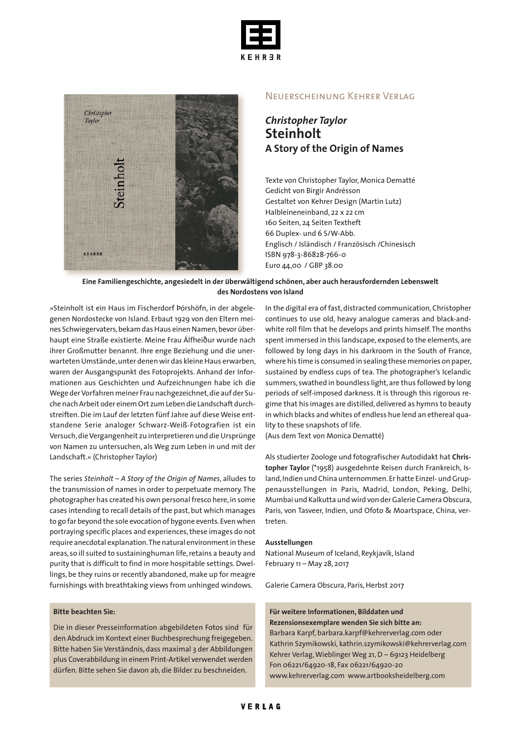## Neuerscheinung Kehrer Verlag

*Christopher Taylor*
# Steinholt
### A Story of the Origin of Names

Texte von Christopher Taylor, Monica Dematté
Gedicht von Birgir Andrésson
Gestaltet von Kehrer Design (Martin Lutz)
Halbleineneinband, 22 x 22 cm
160 Seiten, 24 Seiten Textheft
66 Duplex- und 6 S/W-Abb.
Englisch / Isländisch / Französisch /Chinesisch
ISBN 978-3-86828-766-0
Euro 44,00 / GBP 38.00

**Eine Familiengeschichte, angesiedelt in der überwältigend schönen, aber auch herausfordernden Lebenswelt des Nordostens von Island**

»Steinholt ist ein Haus im Fischerdorf Þórshöfn, in der abgelegenen Nordostecke von Island. Erbaut 1929 von den Eltern meines Schwiegervaters, bekam das Haus einen Namen, bevor überhaupt eine Straße existierte. Meine Frau Álfheiður wurde nach ihrer Großmutter benannt. Ihre enge Beziehung und die unerwarteten Umstände, unter denen wir das kleine Haus erwarben, waren der Ausgangspunkt des Fotoprojekts. Anhand der Informationen aus Geschichten und Aufzeichnungen habe ich die Wege der Vorfahren meiner Frau nachgezeichnet, die auf der Suche nach Arbeit oder einem Ort zum Leben die Landschaft durchstreiften. Die im Lauf der letzten fünf Jahre auf diese Weise entstandene Serie analoger Schwarz-Weiß-Fotografien ist ein Versuch, die Vergangenheit zu interpretieren und die Ursprünge von Namen zu untersuchen, als Weg zum Leben in und mit der Landschaft.« (Christopher Taylor)

The series *Steinholt – A Story of the Origin of Names*, alludes to the transmission of names in order to perpetuate memory. The photographer has created his own personal fresco here, in some cases intending to recall details of the past, but which manages to go far beyond the sole evocation of bygone events. Even when portraying specific places and experiences, these images do not require anecdotal explanation. The natural environment in these areas, so ill suited to sustaininghuman life, retains a beauty and purity that is difficult to find in more hospitable settings. Dwellings, be they ruins or recently abandoned, make up for meagre furnishings with breathtaking views from unhinged windows.

In the digital era of fast, distracted communication, Christopher continues to use old, heavy analogue cameras and black-and-white roll film that he develops and prints himself. The months spent immersed in this landscape, exposed to the elements, are followed by long days in his darkroom in the South of France, where his time is consumed in sealing these memories on paper, sustained by endless cups of tea. The photographer's Icelandic summers, swathed in boundless light, are thus followed by long periods of self-imposed darkness. It is through this rigorous regime that his images are distilled, delivered as hymns to beauty in which blacks and whites of endless hue lend an ethereal quality to these snapshots of life.
(Aus dem Text von Monica Dematté)

Als studierter Zoologe und fotografischer Autodidakt hat **Christopher Taylor** (*1958) ausgedehnte Reisen durch Frankreich, Island, Indien und China unternommen. Er hatte Einzel- und Gruppenausstellungen in Paris, Madrid, London, Peking, Delhi, Mumbai und Kalkutta und wird von der Galerie Camera Obscura, Paris, von Tasveer, Indien, und Ofoto & Moartspace, China, vertreten.

**Ausstellungen**
National Museum of Iceland, Reykjavík, Island
February 11 – May 28, 2017

Galerie Camera Obscura, Paris, Herbst 2017

**Bitte beachten Sie:**

Die in dieser Presseinformation abgebildeten Fotos sind für den Abdruck im Kontext einer Buchbesprechung freigegeben. Bitte haben Sie Verständnis, dass maximal 3 der Abbildungen plus Coverabbildung in einem Print-Artikel verwendet werden dürfen. Bitte sehen Sie davon ab, die Bilder zu beschneiden.

**Für weitere Informationen, Bilddaten und Rezensionsexemplare wenden Sie sich bitte an:**
Barbara Karpf, barbara.karpf@kehrerverlag.com oder
Kathrin Szymikowski, kathrin.szymikowski@kehrerverlag.com
Kehrer Verlag, Wieblinger Weg 21, D – 69123 Heidelberg
Fon 06221/64920-18, Fax 06221/64920-20
www.kehrerverlag.com www.artbooksheidelberg.com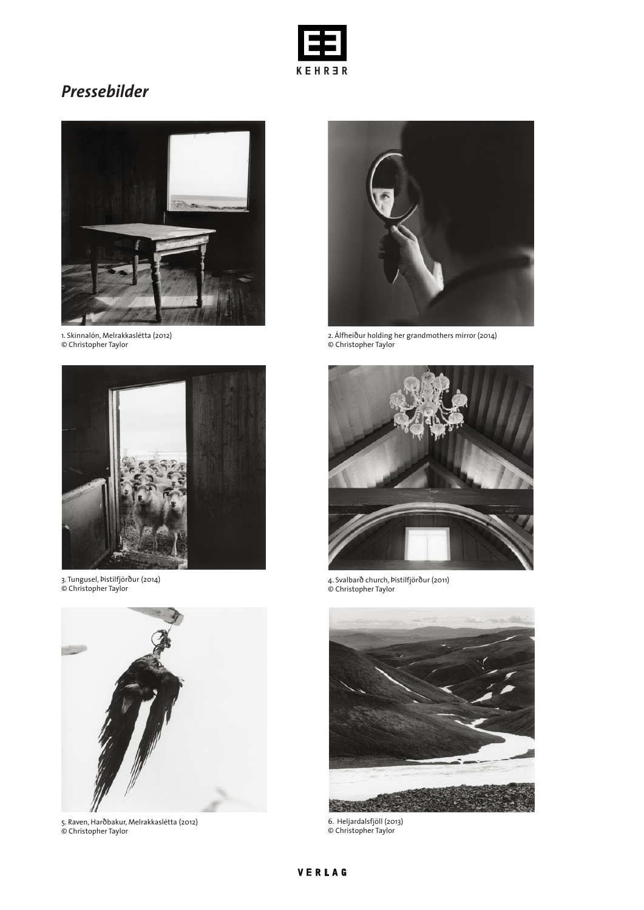*Pressebilder*

1. Skinnalón, Melrakkaslétta (2012)
© Christopher Taylor

2. Álfheiður holding her grandmothers mirror (2014)
© Christopher Taylor

3. Tungusel, Þistilfjörður (2014)
© Christopher Taylor

4. Svalbarð church, Þistilfjörður (2011)
© Christopher Taylor

5. Raven, Harðbakur, Melrakkaslétta (2012)
© Christopher Taylor

6. Heljardalsfjöll (2013)
© Christopher Taylor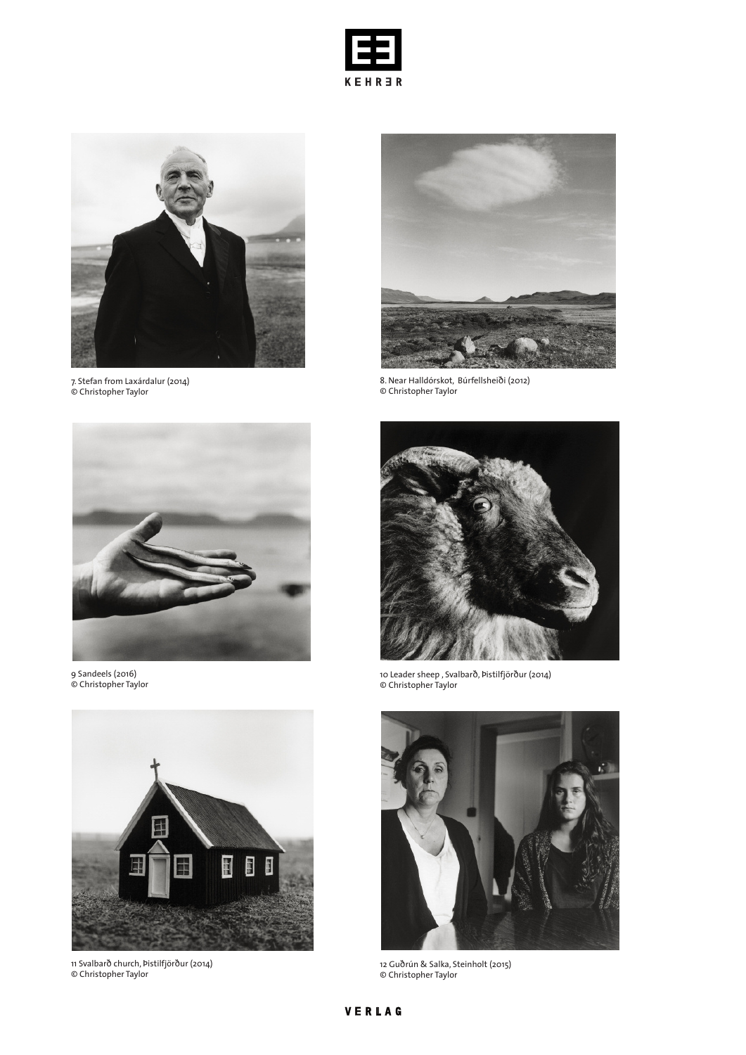7. Stefan from Laxárdalur (2014)
© Christopher Taylor

8. Near Halldórskot, Búrfellsheiði (2012)
© Christopher Taylor

9 Sandeels (2016)
© Christopher Taylor

10 Leader sheep , Svalbarð, Þistilfjörður (2014)
© Christopher Taylor

11 Svalbarð church, Þistilfjörður (2014)
© Christopher Taylor

12 Guðrún & Salka, Steinholt (2015)
© Christopher Taylor